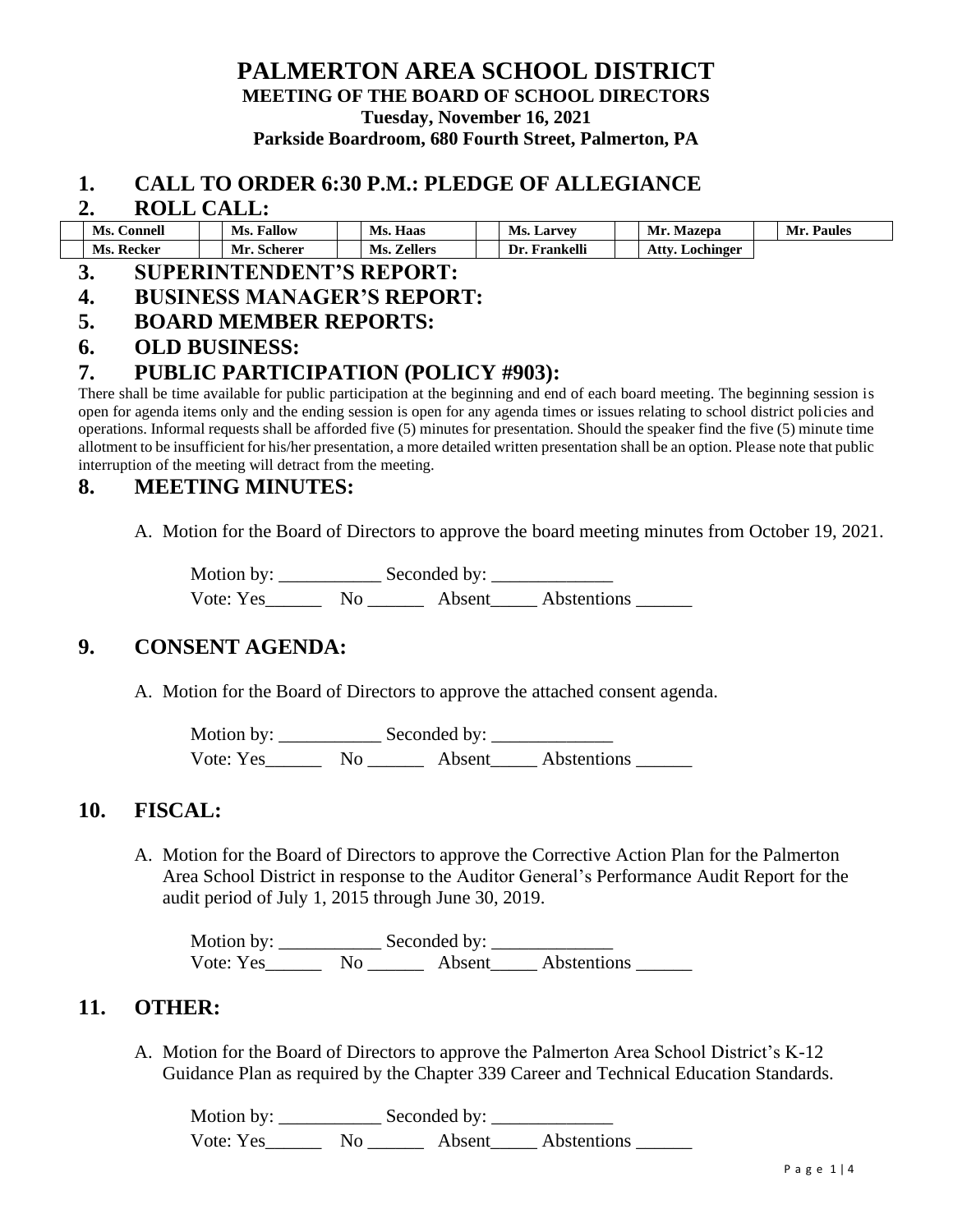# PALMERTON AREA SCHOOL DISTRICT

**MEETING OF THE BOARD OF SCHOOL DIRECTORS**

**Tuesday, November 16, 2021**

**Parkside Boardroom, 680 Fourth Street, Palmerton, PA**

## 1. CALL TO ORDER 6:30 P.M.: PLEDGE OF ALLEGIANCE

## 2. ROLL CALL:

| | Ms. Connell | | Ms. Fallow | | Ms. Haas | | Ms. Larvey | | Mr. Mazepa | | Mr. Paules |
|---|---|---|---|---|---|---|---|---|---|---|---|
| | Ms. Recker | | Mr. Scherer | | Ms. Zellers | | Dr. Frankelli | | Atty. Lochinger | | |

## 3. SUPERINTENDENT'S REPORT:

## 4. BUSINESS MANAGER'S REPORT:

## 5. BOARD MEMBER REPORTS:

## 6. OLD BUSINESS:

## 7. PUBLIC PARTICIPATION (POLICY #903):

There shall be time available for public participation at the beginning and end of each board meeting. The beginning session is open for agenda items only and the ending session is open for any agenda times or issues relating to school district policies and operations. Informal requests shall be afforded five (5) minutes for presentation. Should the speaker find the five (5) minute time allotment to be insufficient for his/her presentation, a more detailed written presentation shall be an option. Please note that public interruption of the meeting will detract from the meeting.

## 8. MEETING MINUTES:

A. Motion for the Board of Directors to approve the board meeting minutes from October 19, 2021.

Motion by: ___________ Seconded by: _____________
Vote: Yes______ No ______ Absent_____ Abstentions ______

## 9. CONSENT AGENDA:

A. Motion for the Board of Directors to approve the attached consent agenda.

Motion by: ___________ Seconded by: _____________
Vote: Yes______ No ______ Absent_____ Abstentions ______

## 10. FISCAL:

A. Motion for the Board of Directors to approve the Corrective Action Plan for the Palmerton Area School District in response to the Auditor General's Performance Audit Report for the audit period of July 1, 2015 through June 30, 2019.

Motion by: ___________ Seconded by: _____________
Vote: Yes______ No ______ Absent_____ Abstentions ______

## 11. OTHER:

A. Motion for the Board of Directors to approve the Palmerton Area School District's K-12 Guidance Plan as required by the Chapter 339 Career and Technical Education Standards.

Motion by: ___________ Seconded by: _____________
Vote: Yes______ No ______ Absent_____ Abstentions ______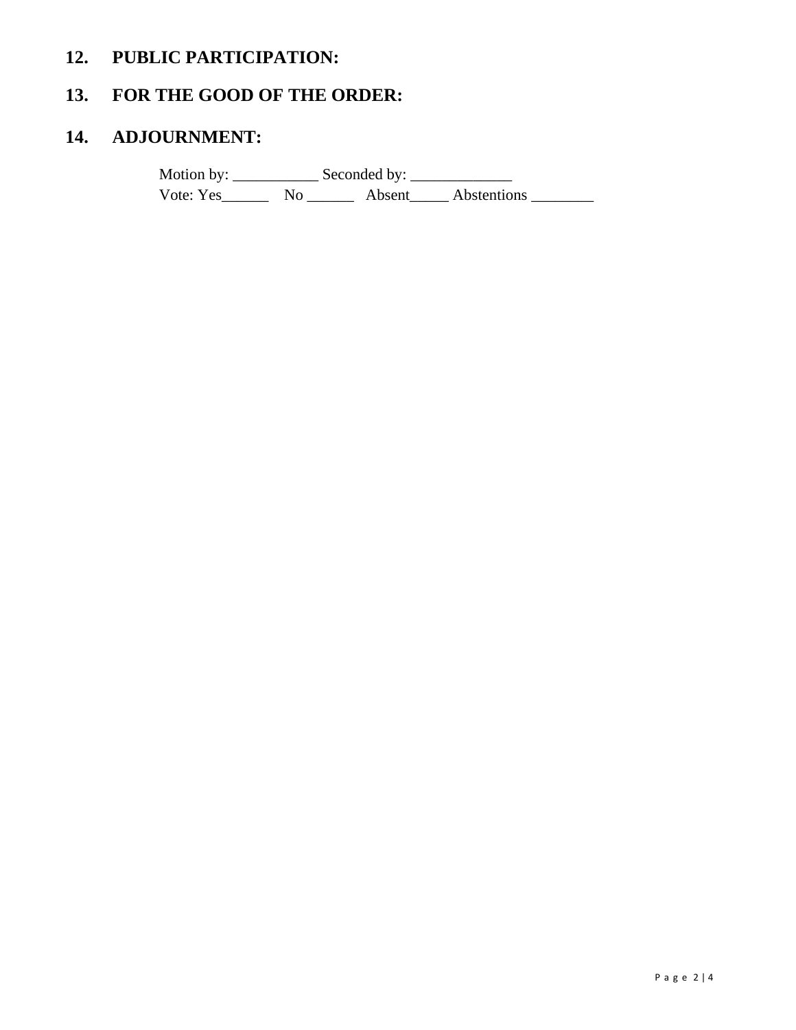## 12. PUBLIC PARTICIPATION:

## 13. FOR THE GOOD OF THE ORDER:

## 14. ADJOURNMENT:

Motion by: ___________ Seconded by: _____________
Vote: Yes______ No ______ Absent_____ Abstentions ________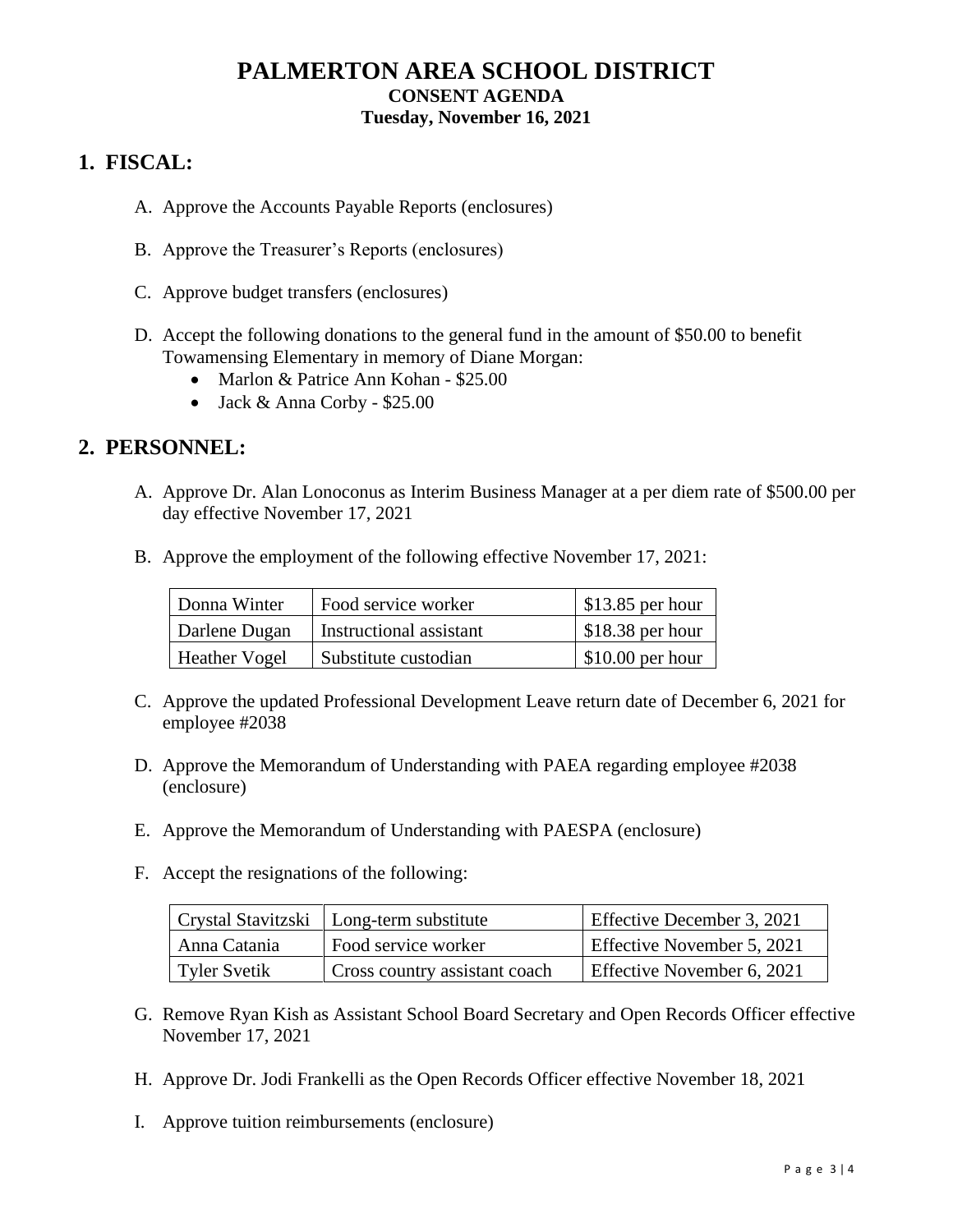# PALMERTON AREA SCHOOL DISTRICT

**CONSENT AGENDA**

**Tuesday, November 16, 2021**

## 1. FISCAL:

A. Approve the Accounts Payable Reports (enclosures)

B. Approve the Treasurer's Reports (enclosures)

C. Approve budget transfers (enclosures)

D. Accept the following donations to the general fund in the amount of $50.00 to benefit Towamensing Elementary in memory of Diane Morgan:
- Marlon & Patrice Ann Kohan - $25.00
- Jack & Anna Corby - $25.00

## 2. PERSONNEL:

A. Approve Dr. Alan Lonoconus as Interim Business Manager at a per diem rate of $500.00 per day effective November 17, 2021

B. Approve the employment of the following effective November 17, 2021:

| Donna Winter | Food service worker | $13.85 per hour |
|---|---|---|
| Darlene Dugan | Instructional assistant | $18.38 per hour |
| Heather Vogel | Substitute custodian | $10.00 per hour |

C. Approve the updated Professional Development Leave return date of December 6, 2021 for employee #2038

D. Approve the Memorandum of Understanding with PAEA regarding employee #2038 (enclosure)

E. Approve the Memorandum of Understanding with PAESPA (enclosure)

F. Accept the resignations of the following:

| Crystal Stavitzski | Long-term substitute | Effective December 3, 2021 |
|---|---|---|
| Anna Catania | Food service worker | Effective November 5, 2021 |
| Tyler Svetik | Cross country assistant coach | Effective November 6, 2021 |

G. Remove Ryan Kish as Assistant School Board Secretary and Open Records Officer effective November 17, 2021

H. Approve Dr. Jodi Frankelli as the Open Records Officer effective November 18, 2021

I. Approve tuition reimbursements (enclosure)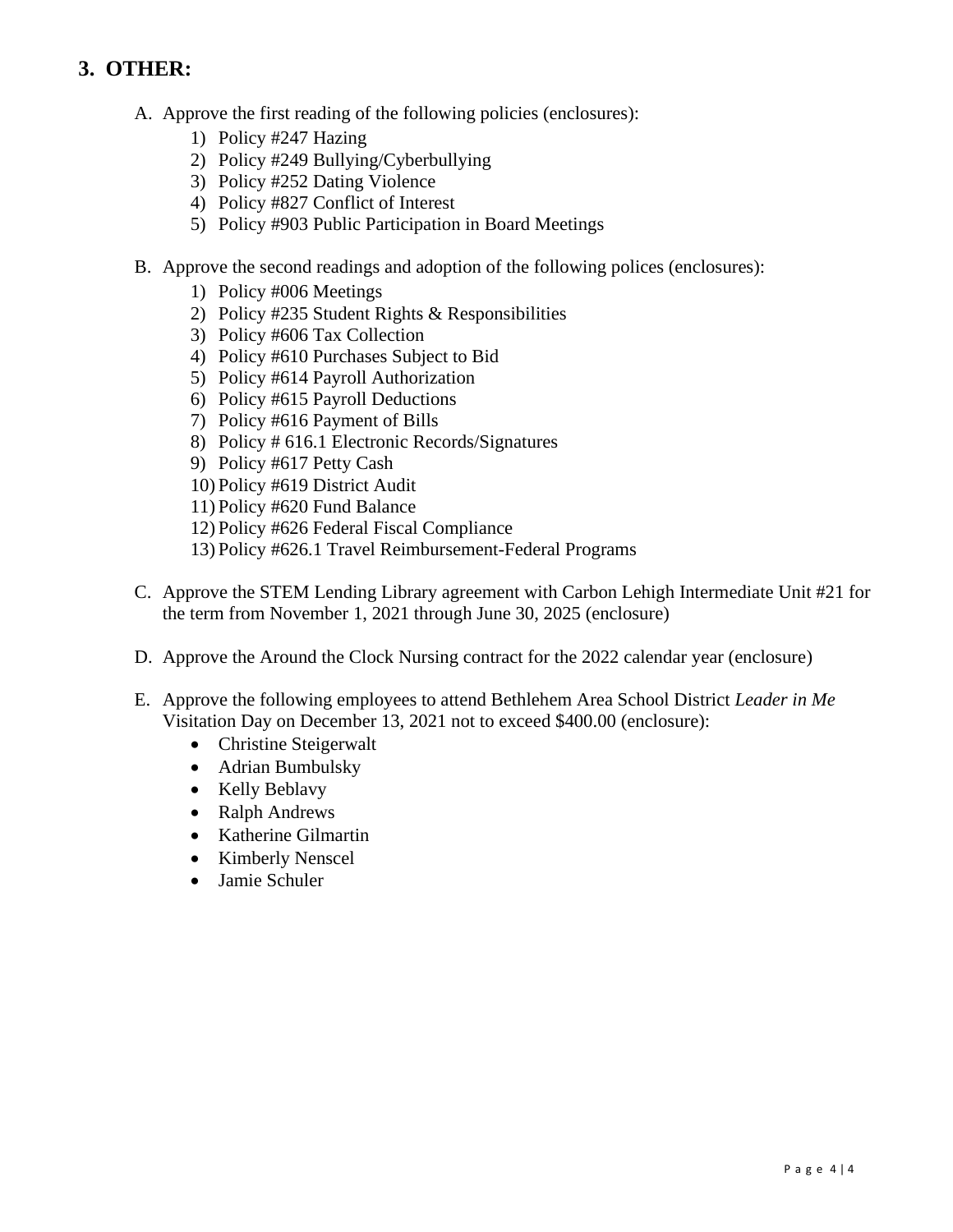## 3. OTHER:

A. Approve the first reading of the following policies (enclosures):
   1) Policy #247 Hazing
   2) Policy #249 Bullying/Cyberbullying
   3) Policy #252 Dating Violence
   4) Policy #827 Conflict of Interest
   5) Policy #903 Public Participation in Board Meetings

B. Approve the second readings and adoption of the following polices (enclosures):
   1) Policy #006 Meetings
   2) Policy #235 Student Rights & Responsibilities
   3) Policy #606 Tax Collection
   4) Policy #610 Purchases Subject to Bid
   5) Policy #614 Payroll Authorization
   6) Policy #615 Payroll Deductions
   7) Policy #616 Payment of Bills
   8) Policy # 616.1 Electronic Records/Signatures
   9) Policy #617 Petty Cash
   10) Policy #619 District Audit
   11) Policy #620 Fund Balance
   12) Policy #626 Federal Fiscal Compliance
   13) Policy #626.1 Travel Reimbursement-Federal Programs

C. Approve the STEM Lending Library agreement with Carbon Lehigh Intermediate Unit #21 for the term from November 1, 2021 through June 30, 2025 (enclosure)

D. Approve the Around the Clock Nursing contract for the 2022 calendar year (enclosure)

E. Approve the following employees to attend Bethlehem Area School District *Leader in Me* Visitation Day on December 13, 2021 not to exceed $400.00 (enclosure):
   - Christine Steigerwalt
   - Adrian Bumbulsky
   - Kelly Beblavy
   - Ralph Andrews
   - Katherine Gilmartin
   - Kimberly Nenscel
   - Jamie Schuler